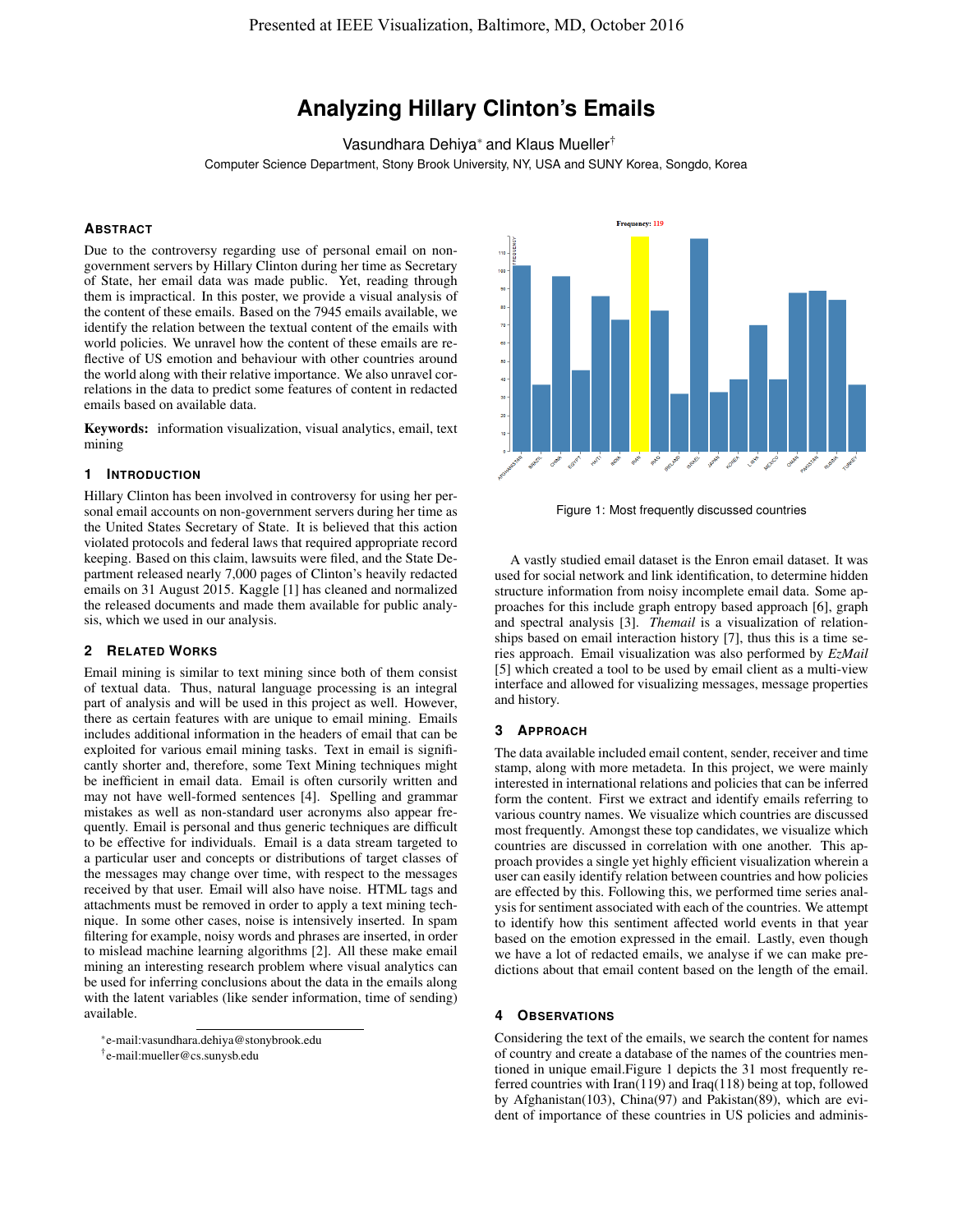# Analyzing Hillary Clinton's Emails

Vasundhara Dehiya* and Klaus Mueller†

Computer Science Department, Stony Brook University, NY, USA and SUNY Korea, Songdo, Korea

## Abstract

Due to the controversy regarding use of personal email on non-government servers by Hillary Clinton during her time as Secretary of State, her email data was made public. Yet, reading through them is impractical. In this poster, we provide a visual analysis of the content of these emails. Based on the 7945 emails available, we identify the relation between the textual content of the emails with world policies. We unravel how the content of these emails are reflective of US emotion and behaviour with other countries around the world along with their relative importance. We also unravel correlations in the data to predict some features of content in redacted emails based on available data.

**Keywords:** information visualization, visual analytics, email, text mining

## 1 Introduction

Hillary Clinton has been involved in controversy for using her personal email accounts on non-government servers during her time as the United States Secretary of State. It is believed that this action violated protocols and federal laws that required appropriate record keeping. Based on this claim, lawsuits were filed, and the State Department released nearly 7,000 pages of Clinton's heavily redacted emails on 31 August 2015. Kaggle [1] has cleaned and normalized the released documents and made them available for public analysis, which we used in our analysis.

## 2 Related Works

Email mining is similar to text mining since both of them consist of textual data. Thus, natural language processing is an integral part of analysis and will be used in this project as well. However, there as certain features with are unique to email mining. Emails includes additional information in the headers of email that can be exploited for various email mining tasks. Text in email is significantly shorter and, therefore, some Text Mining techniques might be inefficient in email data. Email is often cursorily written and may not have well-formed sentences [4]. Spelling and grammar mistakes as well as non-standard user acronyms also appear frequently. Email is personal and thus generic techniques are difficult to be effective for individuals. Email is a data stream targeted to a particular user and concepts or distributions of target classes of the messages may change over time, with respect to the messages received by that user. Email will also have noise. HTML tags and attachments must be removed in order to apply a text mining technique. In some other cases, noise is intensively inserted. In spam filtering for example, noisy words and phrases are inserted, in order to mislead machine learning algorithms [2]. All these make email mining an interesting research problem where visual analytics can be used for inferring conclusions about the data in the emails along with the latent variables (like sender information, time of sending) available.

*e-mail:vasundhara.dehiya@stonybrook.edu

†e-mail:mueller@cs.sunysb.edu

Figure 1: Most frequently discussed countries

A vastly studied email dataset is the Enron email dataset. It was used for social network and link identification, to determine hidden structure information from noisy incomplete email data. Some approaches for this include graph entropy based approach [6], graph and spectral analysis [3]. *Themail* is a visualization of relationships based on email interaction history [7], thus this is a time series approach. Email visualization was also performed by *EzMail* [5] which created a tool to be used by email client as a multi-view interface and allowed for visualizing messages, message properties and history.

## 3 Approach

The data available included email content, sender, receiver and time stamp, along with more metadeta. In this project, we were mainly interested in international relations and policies that can be inferred form the content. First we extract and identify emails referring to various country names. We visualize which countries are discussed most frequently. Amongst these top candidates, we visualize which countries are discussed in correlation with one another. This approach provides a single yet highly efficient visualization wherein a user can easily identify relation between countries and how policies are effected by this. Following this, we performed time series analysis for sentiment associated with each of the countries. We attempt to identify how this sentiment affected world events in that year based on the emotion expressed in the email. Lastly, even though we have a lot of redacted emails, we analyse if we can make predictions about that email content based on the length of the email.

## 4 Observations

Considering the text of the emails, we search the content for names of country and create a database of the names of the countries mentioned in unique email.Figure 1 depicts the 31 most frequently referred countries with Iran(119) and Iraq(118) being at top, followed by Afghanistan(103), China(97) and Pakistan(89), which are evident of importance of these countries in US policies and adminis-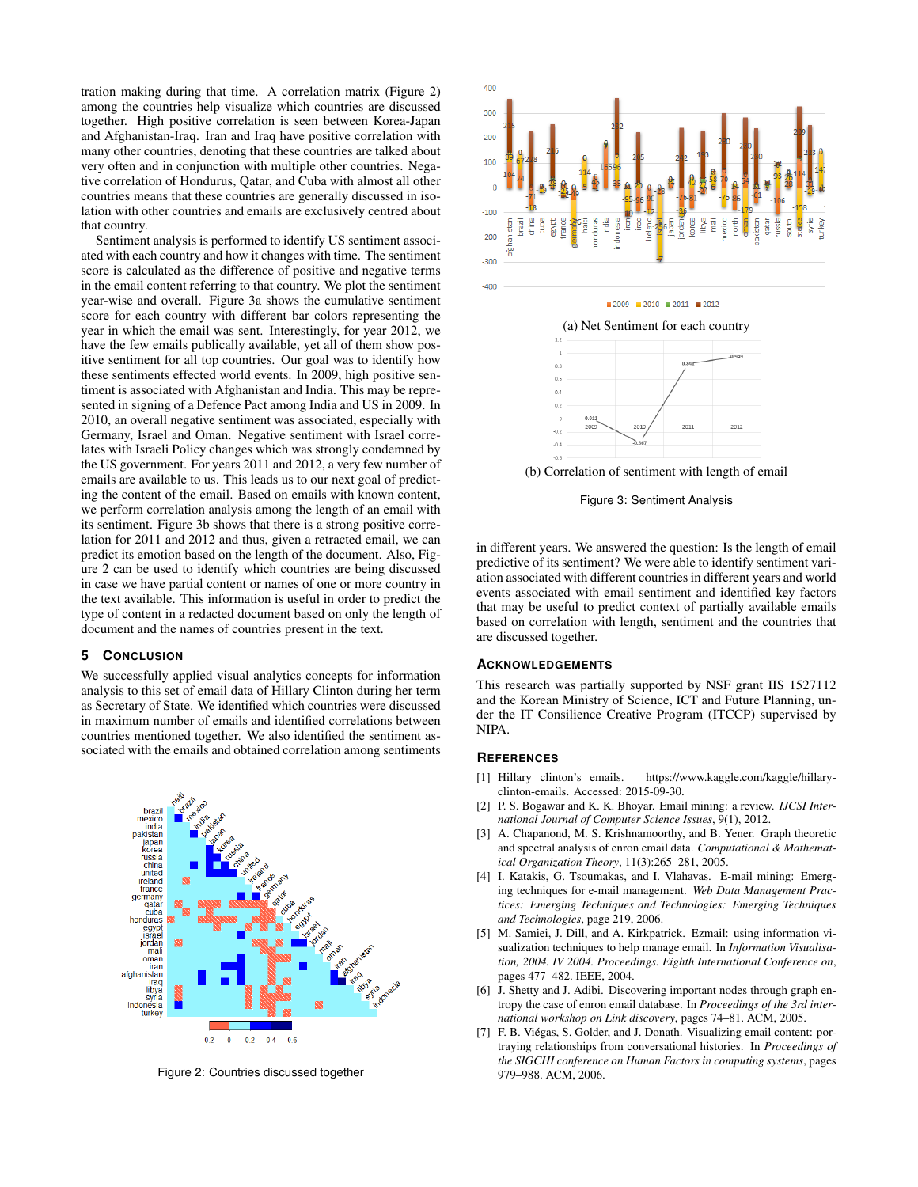tration making during that time. A correlation matrix (Figure 2) among the countries help visualize which countries are discussed together. High positive correlation is seen between Korea-Japan and Afghanistan-Iraq. Iran and Iraq have positive correlation with many other countries, denoting that these countries are talked about very often and in conjunction with multiple other countries. Negative correlation of Honduras, Qatar, and Cuba with almost all other countries means that these countries are generally discussed in isolation with other countries and emails are exclusively centred about that country.

Sentiment analysis is performed to identify US sentiment associated with each country and how it changes with time. The sentiment score is calculated as the difference of positive and negative terms in the email content referring to that country. We plot the sentiment year-wise and overall. Figure 3a shows the cumulative sentiment score for each country with different bar colors representing the year in which the email was sent. Interestingly, for year 2012, we have the few emails publically available, yet all of them show positive sentiment for all top countries. Our goal was to identify how these sentiments effected world events. In 2009, high positive sentiment is associated with Afghanistan and India. This may be represented in signing of a Defence Pact among India and US in 2009. In 2010, an overall negative sentiment was associated, especially with Germany, Israel and Oman. Negative sentiment with Israel correlates with Israeli Policy changes which was strongly condemned by the US government. For years 2011 and 2012, a very few number of emails are available to us. This leads us to our next goal of predicting the content of the email. Based on emails with known content, we perform correlation analysis among the length of an email with its sentiment. Figure 3b shows that there is a strong positive correlation for 2011 and 2012 and thus, given a retracted email, we can predict its emotion based on the length of the document. Also, Figure 2 can be used to identify which countries are being discussed in case we have partial content or names of one or more country in the text available. This information is useful in order to predict the type of content in a redacted document based on only the length of document and the names of countries present in the text.

## 5 Conclusion

We successfully applied visual analytics concepts for information analysis to this set of email data of Hillary Clinton during her term as Secretary of State. We identified which countries were discussed in maximum number of emails and identified correlations between countries mentioned together. We also identified the sentiment associated with the emails and obtained correlation among sentiments in different years. We answered the question: Is the length of email predictive of its sentiment? We were able to identify sentiment variation associated with different countries in different years and world events associated with email sentiment and identified key factors that may be useful to predict context of partially available emails based on correlation with length, sentiment and the countries that are discussed together.

Figure 2: Countries discussed together

(a) Net Sentiment for each country

(b) Correlation of sentiment with length of email

Figure 3: Sentiment Analysis

## Acknowledgements

This research was partially supported by NSF grant IIS 1527112 and the Korean Ministry of Science, ICT and Future Planning, under the IT Consilience Creative Program (ITCCP) supervised by NIPA.

## References

[1] Hillary clinton's emails. https://www.kaggle.com/kaggle/hillary-clinton-emails. Accessed: 2015-09-30.

[2] P. S. Bogawar and K. K. Bhoyar. Email mining: a review. *IJCSI International Journal of Computer Science Issues*, 9(1), 2012.

[3] A. Chapanond, M. S. Krishnamoorthy, and B. Yener. Graph theoretic and spectral analysis of enron email data. *Computational & Mathematical Organization Theory*, 11(3):265–281, 2005.

[4] I. Katakis, G. Tsoumakas, and I. Vlahavas. E-mail mining: Emerging techniques for e-mail management. *Web Data Management Practices: Emerging Techniques and Technologies: Emerging Techniques and Technologies*, page 219, 2006.

[5] M. Samiei, J. Dill, and A. Kirkpatrick. Ezmail: using information visualization techniques to help manage email. In *Information Visualisation, 2004. IV 2004. Proceedings. Eighth International Conference on*, pages 477–482. IEEE, 2004.

[6] J. Shetty and J. Adibi. Discovering important nodes through graph entropy the case of enron email database. In *Proceedings of the 3rd international workshop on Link discovery*, pages 74–81. ACM, 2005.

[7] F. B. Viégas, S. Golder, and J. Donath. Visualizing email content: portraying relationships from conversational histories. In *Proceedings of the SIGCHI conference on Human Factors in computing systems*, pages 979–988. ACM, 2006.